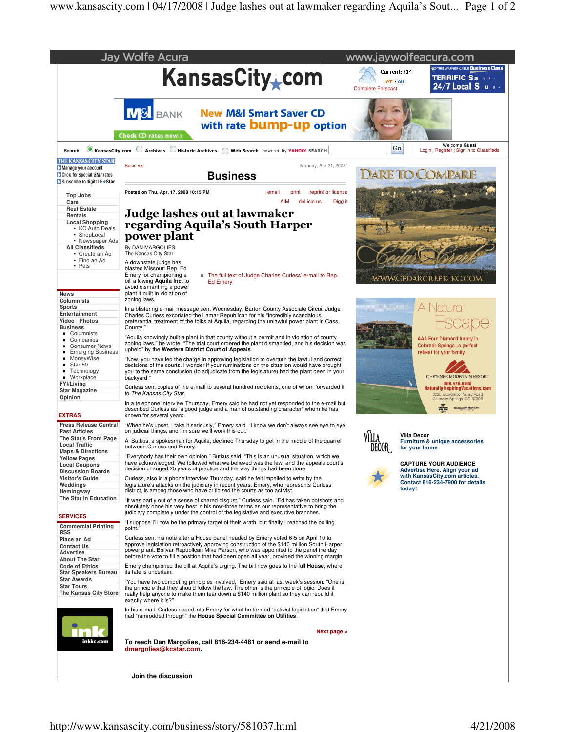Business

# Judge lashes out at lawmaker regarding Aquila's South Harper power plant

Posted on Thu, Apr. 17, 2008 10:15 PM

By DAN MARGOLIES
The Kansas City Star

A downstate judge has blasted Missouri Rep. Ed Emery for championing a bill allowing **Aquila Inc.** to avoid dismantling a power plant it built in violation of zoning laws.

- The full text of Judge Charles Curless' e-mail to Rep. Ed Emery

In a blistering e-mail message sent Wednesday, Barton County Associate Circuit Judge Charles Curless excoriated the Lamar Republican for his "incredibly scandalous preferential treatment of the folks at Aquila, regarding the unlawful power plant in Cass County."

"Aquila knowingly built a plant in that county without a permit and in violation of county zoning laws," he wrote. "The trial court ordered the plant dismantled, and his decision was upheld" by the **Western District Court of Appeals**.

"Now, you have led the charge in approving legislation to overturn the lawful and correct decisions of the courts. I wonder if your ruminations on the situation would have brought you to the same conclusion (to adjudicate from the legislature) had the plant been in your backyard."

Curless sent copies of the e-mail to several hundred recipients, one of whom forwarded it to *The Kansas City Star*.

In a telephone interview Thursday, Emery said he had not yet responded to the e-mail but described Curless as "a good judge and a man of outstanding character" whom he has known for several years.

"When he's upset, I take it seriously," Emery said. "I know we don't always see eye to eye on judicial things, and I'm sure we'll work this out."

Al Butkus, a spokesman for Aquila, declined Thursday to get in the middle of the quarrel between Curless and Emery.

"Everybody has their own opinion," Butkus said. "This is an unusual situation, which we have acknowledged. We followed what we believed was the law, and the appeals court's decision changed 25 years of practice and that was what had been done."

Curless, also in a phone interview Thursday, said he felt impelled to write by the legislature's attacks on the judiciary in recent years. Emery, who represents Curless' district, is among those who have criticized the courts as too activist.

"It was partly out of a sense of shared disgust," Curless said. "Ed has taken potshots and absolutely done his very best in his now-three terms as our representative to bring the judiciary completely under the control of the legislative and executive branches.

"I suppose I'll now be the primary target of their wrath, but finally I reached the boiling point."

Curless sent his note after a House panel headed by Emery voted 6-5 on April 10 to approve legislation retroactively approving construction of the $140 million South Harper power plant. Bolivar Republican Mike Parson, who was appointed to the panel the day before the vote to fill a position that had been open all year, provided the winning margin.

Emery championed the bill at Aquila's urging. The bill now goes to the full **House**, where its fate is uncertain.

"You have two competing principles involved," Emery said at last week's session. "One is the principle that they should follow the law. The other is the principle of logic. Does it really help anyone to make them tear down a $140 million plant so they can rebuild it exactly where it is?"

In his e-mail, Curless ripped into Emery for what he termed "activist legislation" that Emery had "ramrodded through" the **House Special Committee on Utilities**.

Next page >

**To reach Dan Margolies, call 816-234-4481 or send e-mail to dmargolies@kcstar.com.**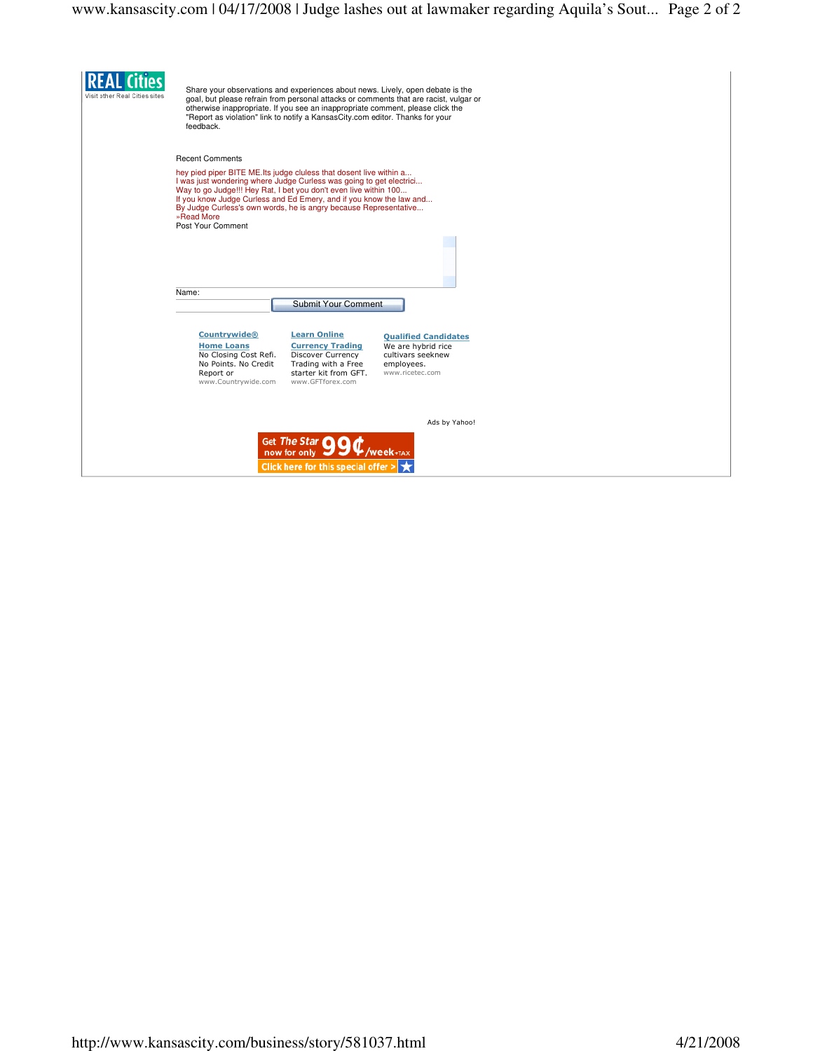REAL Cities
Visit other Real Cities sites

Share your observations and experiences about news. Lively, open debate is the goal, but please refrain from personal attacks or comments that are racist, vulgar or otherwise inappropriate. If you see an inappropriate comment, please click the "Report as violation" link to notify a KansasCity.com editor. Thanks for your feedback.

Recent Comments

hey pied piper BITE ME.Its judge culess that dosent live within a...
I was just wondering where Judge Curless was going to get electrici...
Way to go Judge!!! Hey Rat, I bet you don't even live within 100...
If you know Judge Curless and Ed Emery, and if you know the law and...
By Judge Curless's own words, he is angry because Representative...
»Read More

Post Your Comment

Name:

Submit Your Comment

**Countrywide® Home Loans**
No Closing Cost Refi. No Points. No Credit Report or
www.Countrywide.com

**Learn Online Currency Trading**
Discover Currency Trading with a Free starter kit from GFT.
www.GFTforex.com

**Qualified Candidates**
We are hybrid rice cultivars seeknew employees.
www.ricetec.com

Ads by Yahoo!

Get The Star now for only 99¢/week+TAX
Click here for this special offer >